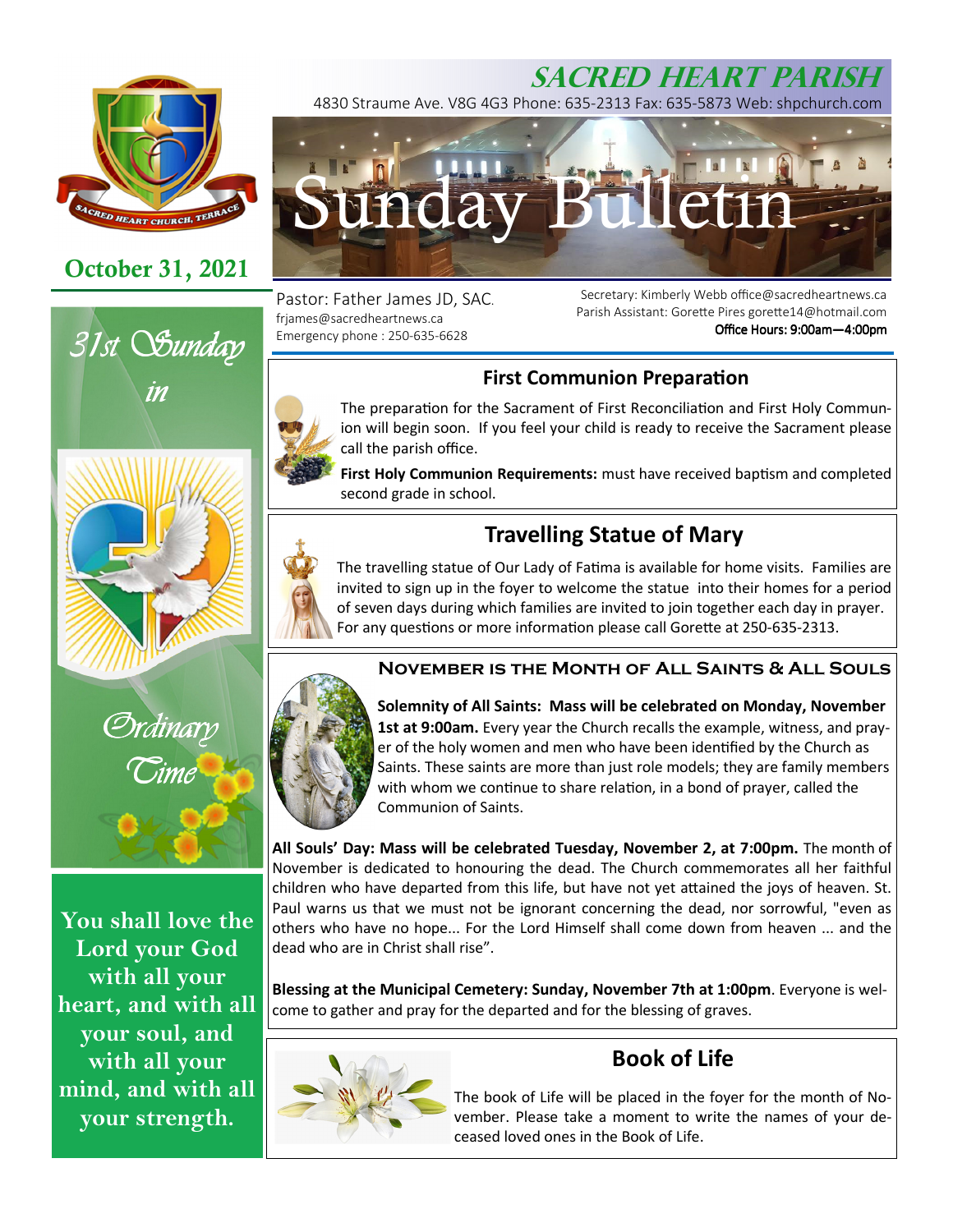# SACRED HEART PARISH

4830 Straume Ave. V8G 4G3 Phone: 635-2313 Fax: 635-5873 Web: shpchurch.com

# Sunday Bulletin

**October 31, 2021**

Pastor: Father James JD, SAC.
frjames@sacredheartnews.ca
Emergency phone : 250-635-6628

Secretary: Kimberly Webb office@sacredheartnews.ca
Parish Assistant: Gorette Pires gorette14@hotmail.com
**Office Hours: 9:00am—4:00pm**

*31st Sunday in Ordinary Time*

**You shall love the Lord your God with all your heart, and with all your soul, and with all your mind, and with all your strength.**

## First Communion Preparation

The preparation for the Sacrament of First Reconciliation and First Holy Communion will begin soon. If you feel your child is ready to receive the Sacrament please call the parish office.

**First Holy Communion Requirements:** must have received baptism and completed second grade in school.

## Travelling Statue of Mary

The travelling statue of Our Lady of Fatima is available for home visits. Families are invited to sign up in the foyer to welcome the statue into their homes for a period of seven days during which families are invited to join together each day in prayer. For any questions or more information please call Gorette at 250-635-2313.

## November is the Month of All Saints & All Souls

**Solemnity of All Saints: Mass will be celebrated on Monday, November 1st at 9:00am.** Every year the Church recalls the example, witness, and prayer of the holy women and men who have been identified by the Church as Saints. These saints are more than just role models; they are family members with whom we continue to share relation, in a bond of prayer, called the Communion of Saints.

**All Souls' Day: Mass will be celebrated Tuesday, November 2, at 7:00pm.** The month of November is dedicated to honouring the dead. The Church commemorates all her faithful children who have departed from this life, but have not yet attained the joys of heaven. St. Paul warns us that we must not be ignorant concerning the dead, nor sorrowful, "even as others who have no hope... For the Lord Himself shall come down from heaven ... and the dead who are in Christ shall rise".

**Blessing at the Municipal Cemetery: Sunday, November 7th at 1:00pm**. Everyone is welcome to gather and pray for the departed and for the blessing of graves.

## Book of Life

The book of Life will be placed in the foyer for the month of November. Please take a moment to write the names of your deceased loved ones in the Book of Life.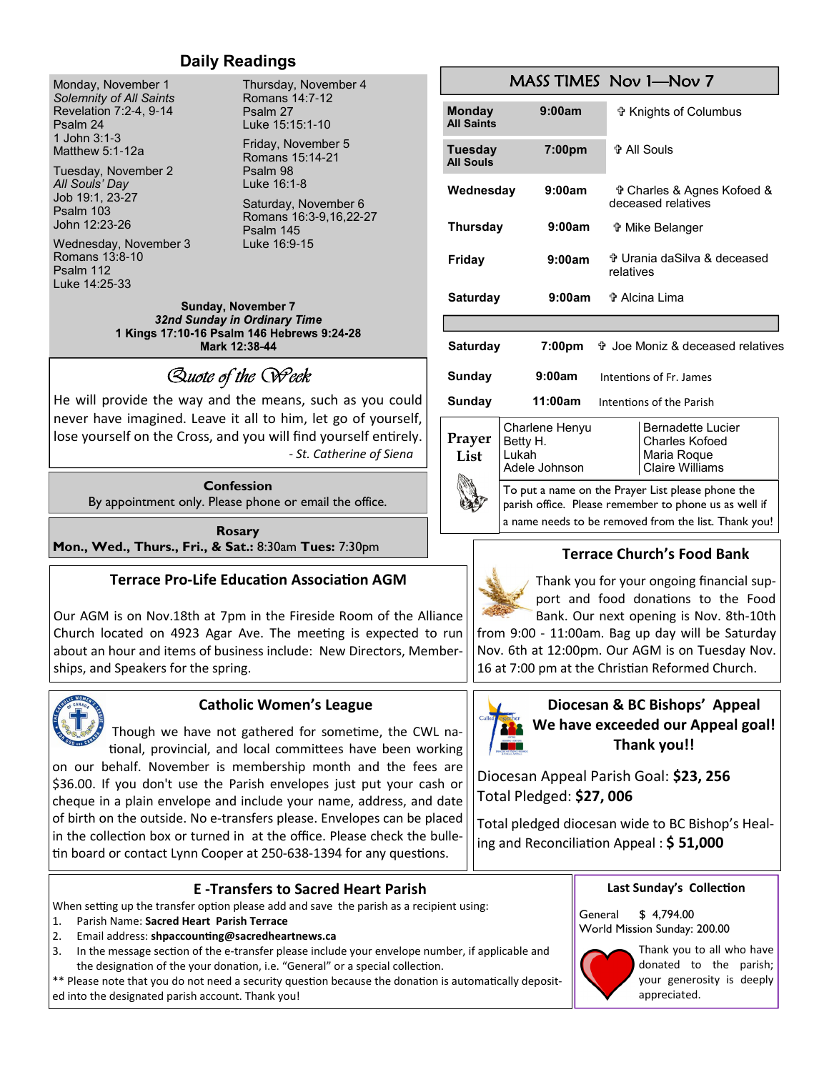## Daily Readings

**Monday, November 1**
*Solemnity of All Saints*
Revelation 7:2-4, 9-14
Psalm 24
1 John 3:1-3
Matthew 5:1-12a

**Tuesday, November 2**
*All Souls' Day*
Job 19:1, 23-27
Psalm 103
John 12:23-26

**Wednesday, November 3**
Romans 13:8-10
Psalm 112
Luke 14:25-33

**Thursday, November 4**
Romans 14:7-12
Psalm 27
Luke 15:15:1-10

**Friday, November 5**
Romans 15:14-21
Psalm 98
Luke 16:1-8

**Saturday, November 6**
Romans 16:3-9,16,22-27
Psalm 145
Luke 16:9-15

**Sunday, November 7**
***32nd Sunday in Ordinary Time***
**1 Kings 17:10-16 Psalm 146 Hebrews 9:24-28**
**Mark 12:38-44**

## Quote of the Week

He will provide the way and the means, such as you could never have imagined. Leave it all to him, let go of yourself, lose yourself on the Cross, and you will find yourself entirely.

*- St. Catherine of Siena*

**Confession**
By appointment only. Please phone or email the office.

**Rosary**
**Mon., Wed., Thurs., Fri., & Sat.:** 8:30am **Tues:** 7:30pm

## MASS TIMES Nov 1—Nov 7

| | | |
|---|---|---|
| **Monday** **All Saints** | **9:00am** | ✞ Knights of Columbus |
| **Tuesday** **All Souls** | **7:00pm** | ✞ All Souls |
| **Wednesday** | **9:00am** | ✞ Charles & Agnes Kofoed & deceased relatives |
| **Thursday** | **9:00am** | ✞ Mike Belanger |
| **Friday** | **9:00am** | ✞ Urania daSilva & deceased relatives |
| **Saturday** | **9:00am** | ✞ Alcina Lima |
| **Saturday** | **7:00pm** | ✞ Joe Moniz & deceased relatives |
| **Sunday** | **9:00am** | Intentions of Fr. James |
| **Sunday** | **11:00am** | Intentions of the Parish |

## Prayer List

| | |
|---|---|
| Charlene Henyu | Bernadette Lucier |
| Betty H. | Charles Kofoed |
| Lukah | Maria Roque |
| Adele Johnson | Claire Williams |

To put a name on the Prayer List please phone the parish office. Please remember to phone us as well if a name needs to be removed from the list. Thank you!

## Terrace Pro-Life Education Association AGM

Our AGM is on Nov.18th at 7pm in the Fireside Room of the Alliance Church located on 4923 Agar Ave. The meeting is expected to run about an hour and items of business include: New Directors, Memberships, and Speakers for the spring.

## Terrace Church's Food Bank

Thank you for your ongoing financial support and food donations to the Food Bank. Our next opening is Nov. 8th-10th from 9:00 - 11:00am. Bag up day will be Saturday Nov. 6th at 12:00pm. Our AGM is on Tuesday Nov. 16 at 7:00 pm at the Christian Reformed Church.

## Catholic Women's League

Though we have not gathered for sometime, the CWL national, provincial, and local committees have been working on our behalf. November is membership month and the fees are $36.00. If you don't use the Parish envelopes just put your cash or cheque in a plain envelope and include your name, address, and date of birth on the outside. No e-transfers please. Envelopes can be placed in the collection box or turned in at the office. Please check the bulletin board or contact Lynn Cooper at 250-638-1394 for any questions.

## Diocesan & BC Bishops' Appeal

**We have exceeded our Appeal goal! Thank you!!**

Diocesan Appeal Parish Goal: **$23, 256**
Total Pledged: **$27, 006**

Total pledged diocesan wide to BC Bishop's Healing and Reconciliation Appeal : **$ 51,000**

## E -Transfers to Sacred Heart Parish

When setting up the transfer option please add and save the parish as a recipient using:

1. Parish Name: **Sacred Heart Parish Terrace**
2. Email address: **shpaccounting@sacredheartnews.ca**
3. In the message section of the e-transfer please include your envelope number, if applicable and the designation of the your donation, i.e. "General" or a special collection.

** Please note that you do not need a security question because the donation is automatically deposited into the designated parish account. Thank you!

## Last Sunday's Collection

General $ 4,794.00
World Mission Sunday: 200.00

Thank you to all who have donated to the parish; your generosity is deeply appreciated.